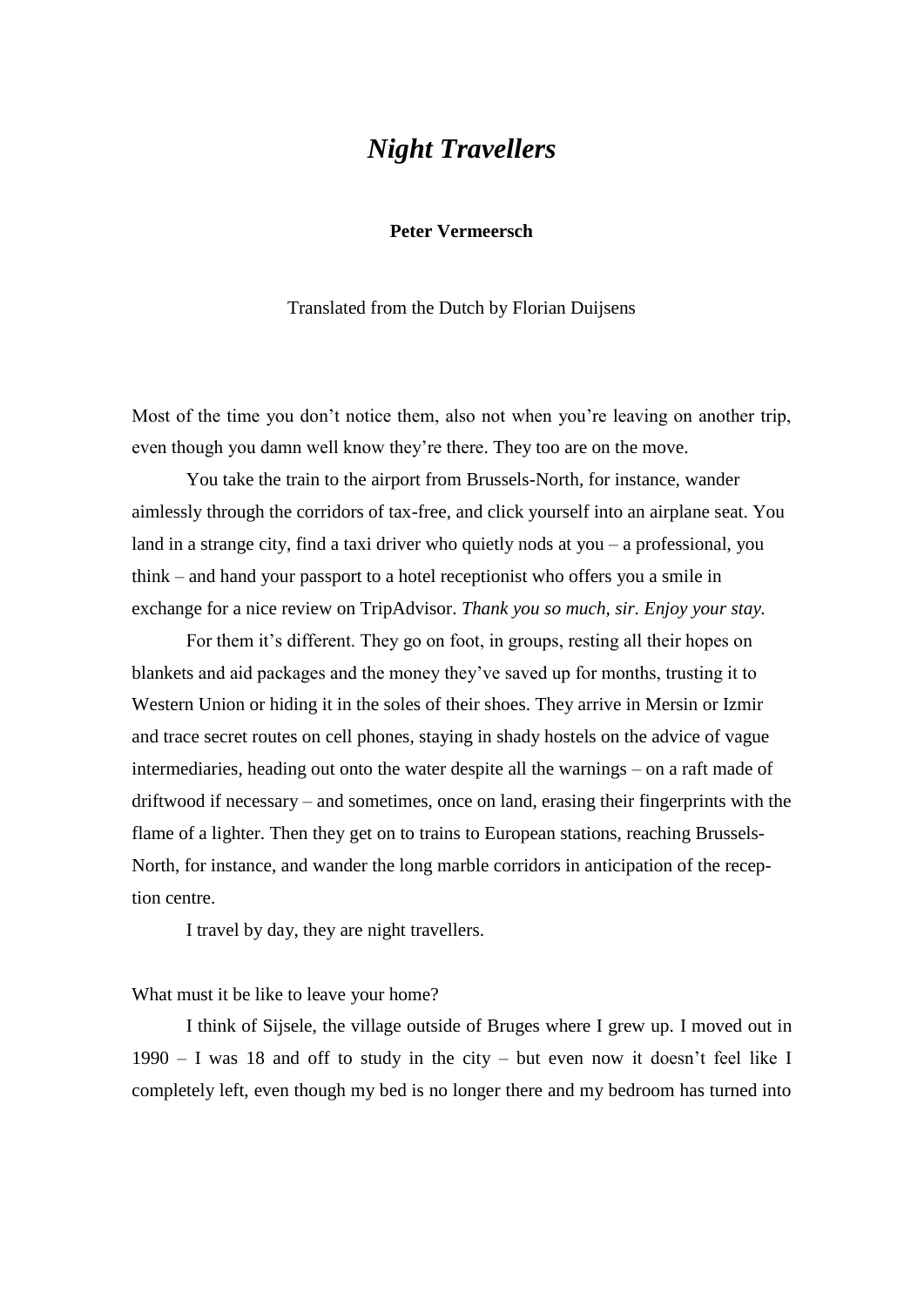# *Night Travellers*

**Peter Vermeersch**

Translated from the Dutch by Florian Duijsens

Most of the time you don't notice them, also not when you're leaving on another trip, even though you damn well know they're there. They too are on the move.

You take the train to the airport from Brussels-North, for instance, wander aimlessly through the corridors of tax-free, and click yourself into an airplane seat. You land in a strange city, find a taxi driver who quietly nods at you – a professional, you think – and hand your passport to a hotel receptionist who offers you a smile in exchange for a nice review on TripAdvisor. *Thank you so much, sir. Enjoy your stay.*

For them it's different. They go on foot, in groups, resting all their hopes on blankets and aid packages and the money they've saved up for months, trusting it to Western Union or hiding it in the soles of their shoes. They arrive in Mersin or Izmir and trace secret routes on cell phones, staying in shady hostels on the advice of vague intermediaries, heading out onto the water despite all the warnings – on a raft made of driftwood if necessary – and sometimes, once on land, erasing their fingerprints with the flame of a lighter. Then they get on to trains to European stations, reaching Brussels-North, for instance, and wander the long marble corridors in anticipation of the reception centre.

I travel by day, they are night travellers.

What must it be like to leave your home?

I think of Sijsele, the village outside of Bruges where I grew up. I moved out in 1990 – I was 18 and off to study in the city – but even now it doesn't feel like I completely left, even though my bed is no longer there and my bedroom has turned into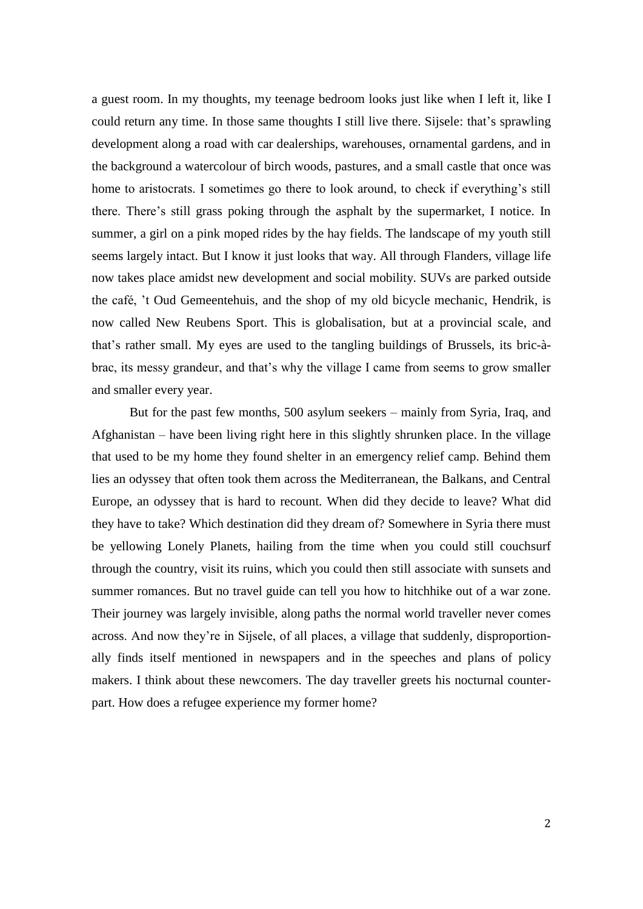a guest room. In my thoughts, my teenage bedroom looks just like when I left it, like I could return any time. In those same thoughts I still live there. Sijsele: that's sprawling development along a road with car dealerships, warehouses, ornamental gardens, and in the background a watercolour of birch woods, pastures, and a small castle that once was home to aristocrats. I sometimes go there to look around, to check if everything's still there. There's still grass poking through the asphalt by the supermarket, I notice. In summer, a girl on a pink moped rides by the hay fields. The landscape of my youth still seems largely intact. But I know it just looks that way. All through Flanders, village life now takes place amidst new development and social mobility. SUVs are parked outside the café, 't Oud Gemeentehuis, and the shop of my old bicycle mechanic, Hendrik, is now called New Reubens Sport. This is globalisation, but at a provincial scale, and that's rather small. My eyes are used to the tangling buildings of Brussels, its bric-à-brac, its messy grandeur, and that's why the village I came from seems to grow smaller and smaller every year.

But for the past few months, 500 asylum seekers – mainly from Syria, Iraq, and Afghanistan – have been living right here in this slightly shrunken place. In the village that used to be my home they found shelter in an emergency relief camp. Behind them lies an odyssey that often took them across the Mediterranean, the Balkans, and Central Europe, an odyssey that is hard to recount. When did they decide to leave? What did they have to take? Which destination did they dream of? Somewhere in Syria there must be yellowing Lonely Planets, hailing from the time when you could still couchsurf through the country, visit its ruins, which you could then still associate with sunsets and summer romances. But no travel guide can tell you how to hitchhike out of a war zone. Their journey was largely invisible, along paths the normal world traveller never comes across. And now they're in Sijsele, of all places, a village that suddenly, disproportionally finds itself mentioned in newspapers and in the speeches and plans of policy makers. I think about these newcomers. The day traveller greets his nocturnal counterpart. How does a refugee experience my former home?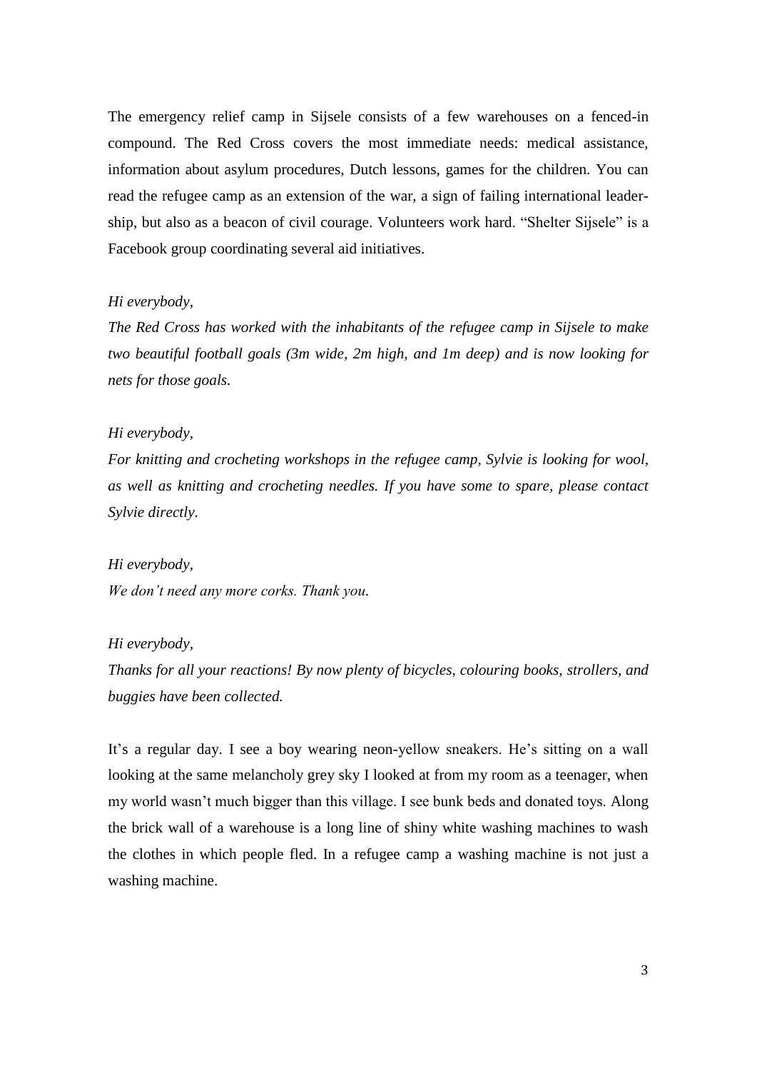The emergency relief camp in Sijsele consists of a few warehouses on a fenced-in compound. The Red Cross covers the most immediate needs: medical assistance, information about asylum procedures, Dutch lessons, games for the children. You can read the refugee camp as an extension of the war, a sign of failing international leadership, but also as a beacon of civil courage. Volunteers work hard. "Shelter Sijsele" is a Facebook group coordinating several aid initiatives.

*Hi everybody,*
*The Red Cross has worked with the inhabitants of the refugee camp in Sijsele to make two beautiful football goals (3m wide, 2m high, and 1m deep) and is now looking for nets for those goals.*

*Hi everybody,*
*For knitting and crocheting workshops in the refugee camp, Sylvie is looking for wool, as well as knitting and crocheting needles. If you have some to spare, please contact Sylvie directly.*

*Hi everybody,*
*We don't need any more corks. Thank you.*

*Hi everybody,*
*Thanks for all your reactions! By now plenty of bicycles, colouring books, strollers, and buggies have been collected.*

It's a regular day. I see a boy wearing neon-yellow sneakers. He's sitting on a wall looking at the same melancholy grey sky I looked at from my room as a teenager, when my world wasn't much bigger than this village. I see bunk beds and donated toys. Along the brick wall of a warehouse is a long line of shiny white washing machines to wash the clothes in which people fled. In a refugee camp a washing machine is not just a washing machine.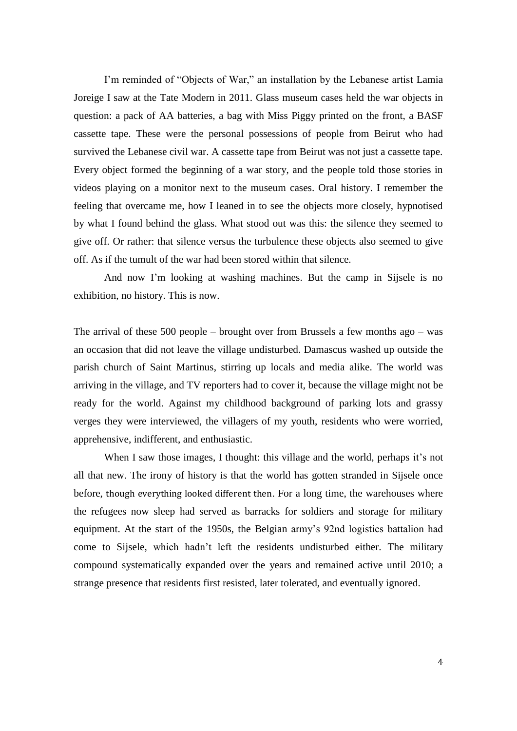I'm reminded of "Objects of War," an installation by the Lebanese artist Lamia Joreige I saw at the Tate Modern in 2011. Glass museum cases held the war objects in question: a pack of AA batteries, a bag with Miss Piggy printed on the front, a BASF cassette tape. These were the personal possessions of people from Beirut who had survived the Lebanese civil war. A cassette tape from Beirut was not just a cassette tape. Every object formed the beginning of a war story, and the people told those stories in videos playing on a monitor next to the museum cases. Oral history. I remember the feeling that overcame me, how I leaned in to see the objects more closely, hypnotised by what I found behind the glass. What stood out was this: the silence they seemed to give off. Or rather: that silence versus the turbulence these objects also seemed to give off. As if the tumult of the war had been stored within that silence.

And now I'm looking at washing machines. But the camp in Sijsele is no exhibition, no history. This is now.

The arrival of these 500 people – brought over from Brussels a few months ago – was an occasion that did not leave the village undisturbed. Damascus washed up outside the parish church of Saint Martinus, stirring up locals and media alike. The world was arriving in the village, and TV reporters had to cover it, because the village might not be ready for the world. Against my childhood background of parking lots and grassy verges they were interviewed, the villagers of my youth, residents who were worried, apprehensive, indifferent, and enthusiastic.

When I saw those images, I thought: this village and the world, perhaps it's not all that new. The irony of history is that the world has gotten stranded in Sijsele once before, though everything looked different then. For a long time, the warehouses where the refugees now sleep had served as barracks for soldiers and storage for military equipment. At the start of the 1950s, the Belgian army's 92nd logistics battalion had come to Sijsele, which hadn't left the residents undisturbed either. The military compound systematically expanded over the years and remained active until 2010; a strange presence that residents first resisted, later tolerated, and eventually ignored.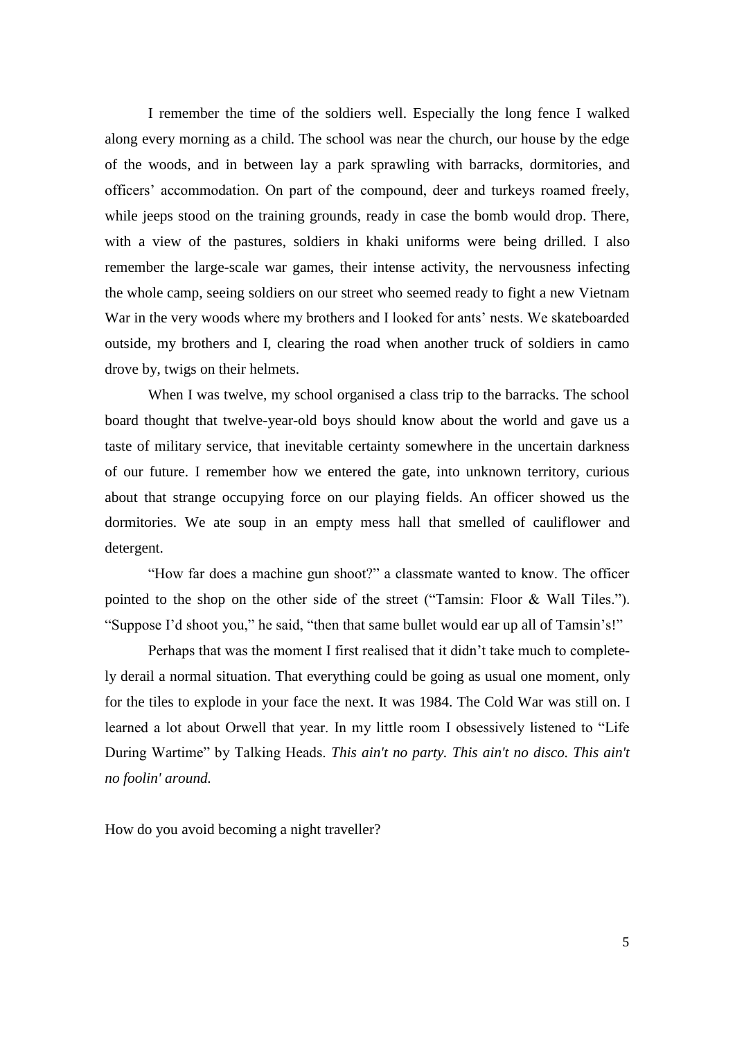I remember the time of the soldiers well. Especially the long fence I walked along every morning as a child. The school was near the church, our house by the edge of the woods, and in between lay a park sprawling with barracks, dormitories, and officers' accommodation. On part of the compound, deer and turkeys roamed freely, while jeeps stood on the training grounds, ready in case the bomb would drop. There, with a view of the pastures, soldiers in khaki uniforms were being drilled. I also remember the large-scale war games, their intense activity, the nervousness infecting the whole camp, seeing soldiers on our street who seemed ready to fight a new Vietnam War in the very woods where my brothers and I looked for ants' nests. We skateboarded outside, my brothers and I, clearing the road when another truck of soldiers in camo drove by, twigs on their helmets.

When I was twelve, my school organised a class trip to the barracks. The school board thought that twelve-year-old boys should know about the world and gave us a taste of military service, that inevitable certainty somewhere in the uncertain darkness of our future. I remember how we entered the gate, into unknown territory, curious about that strange occupying force on our playing fields. An officer showed us the dormitories. We ate soup in an empty mess hall that smelled of cauliflower and detergent.

"How far does a machine gun shoot?" a classmate wanted to know. The officer pointed to the shop on the other side of the street ("Tamsin: Floor & Wall Tiles."). "Suppose I'd shoot you," he said, "then that same bullet would ear up all of Tamsin's!"

Perhaps that was the moment I first realised that it didn't take much to completely derail a normal situation. That everything could be going as usual one moment, only for the tiles to explode in your face the next. It was 1984. The Cold War was still on. I learned a lot about Orwell that year. In my little room I obsessively listened to "Life During Wartime" by Talking Heads. *This ain't no party. This ain't no disco. This ain't no foolin' around.*

How do you avoid becoming a night traveller?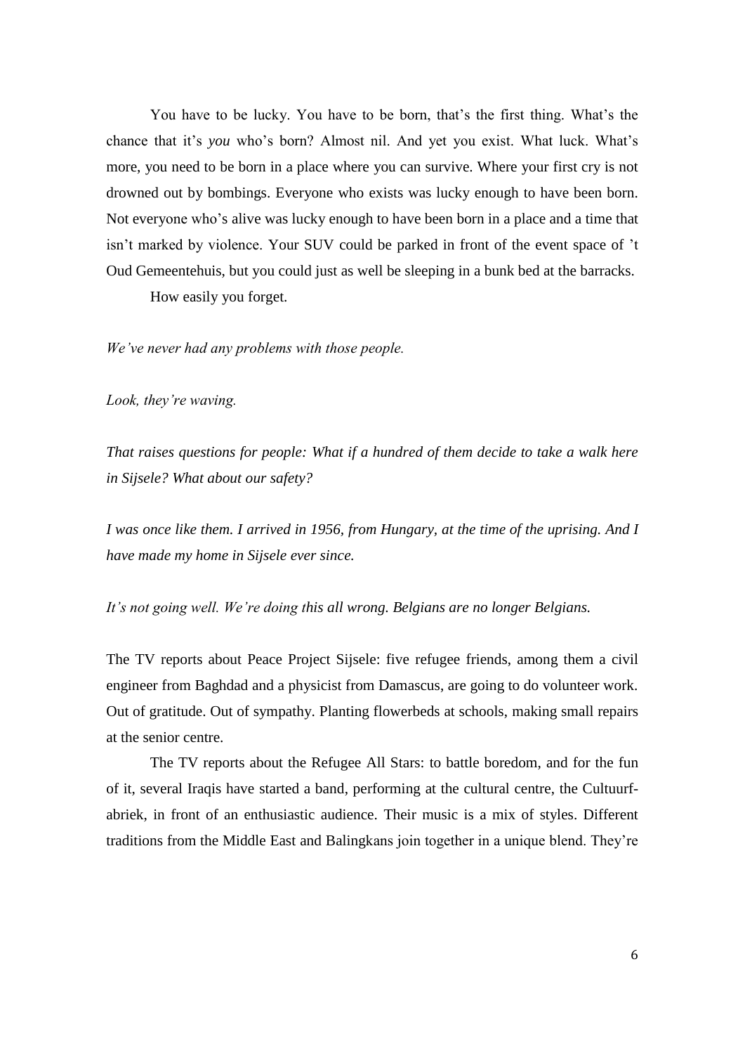You have to be lucky. You have to be born, that's the first thing. What's the chance that it's *you* who's born? Almost nil. And yet you exist. What luck. What's more, you need to be born in a place where you can survive. Where your first cry is not drowned out by bombings. Everyone who exists was lucky enough to have been born. Not everyone who's alive was lucky enough to have been born in a place and a time that isn't marked by violence. Your SUV could be parked in front of the event space of 't Oud Gemeentehuis, but you could just as well be sleeping in a bunk bed at the barracks.

How easily you forget.

*We've never had any problems with those people.*

*Look, they're waving.*

*That raises questions for people: What if a hundred of them decide to take a walk here in Sijsele? What about our safety?*

*I was once like them. I arrived in 1956, from Hungary, at the time of the uprising. And I have made my home in Sijsele ever since.*

*It's not going well. We're doing this all wrong. Belgians are no longer Belgians.*

The TV reports about Peace Project Sijsele: five refugee friends, among them a civil engineer from Baghdad and a physicist from Damascus, are going to do volunteer work. Out of gratitude. Out of sympathy. Planting flowerbeds at schools, making small repairs at the senior centre.

The TV reports about the Refugee All Stars: to battle boredom, and for the fun of it, several Iraqis have started a band, performing at the cultural centre, the Cultuurfabriek, in front of an enthusiastic audience. Their music is a mix of styles. Different traditions from the Middle East and Balingkans join together in a unique blend. They're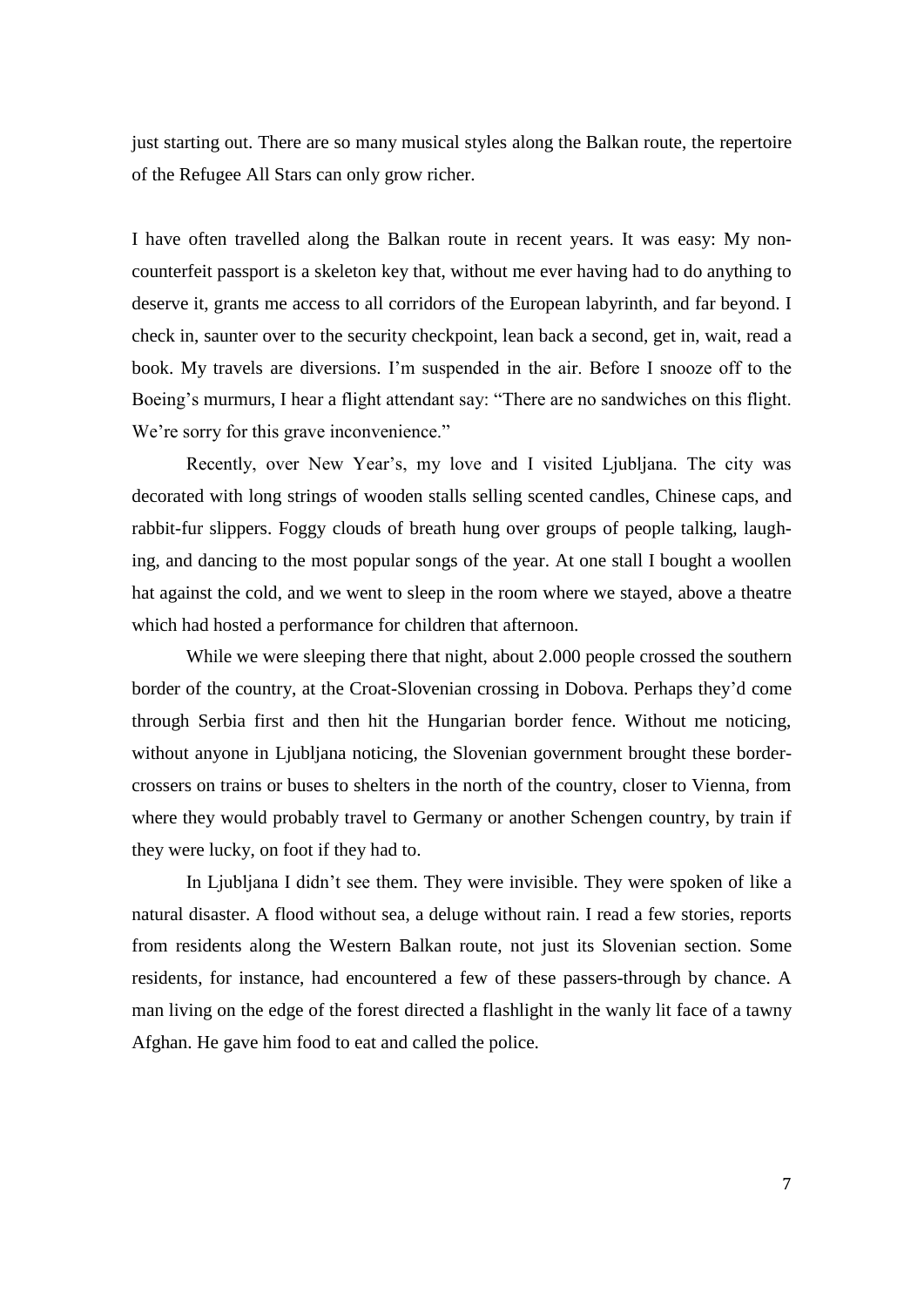just starting out. There are so many musical styles along the Balkan route, the repertoire of the Refugee All Stars can only grow richer.

I have often travelled along the Balkan route in recent years. It was easy: My non-counterfeit passport is a skeleton key that, without me ever having had to do anything to deserve it, grants me access to all corridors of the European labyrinth, and far beyond. I check in, saunter over to the security checkpoint, lean back a second, get in, wait, read a book. My travels are diversions. I'm suspended in the air. Before I snooze off to the Boeing's murmurs, I hear a flight attendant say: "There are no sandwiches on this flight. We're sorry for this grave inconvenience."

Recently, over New Year's, my love and I visited Ljubljana. The city was decorated with long strings of wooden stalls selling scented candles, Chinese caps, and rabbit-fur slippers. Foggy clouds of breath hung over groups of people talking, laughing, and dancing to the most popular songs of the year. At one stall I bought a woollen hat against the cold, and we went to sleep in the room where we stayed, above a theatre which had hosted a performance for children that afternoon.

While we were sleeping there that night, about 2.000 people crossed the southern border of the country, at the Croat-Slovenian crossing in Dobova. Perhaps they'd come through Serbia first and then hit the Hungarian border fence. Without me noticing, without anyone in Ljubljana noticing, the Slovenian government brought these border-crossers on trains or buses to shelters in the north of the country, closer to Vienna, from where they would probably travel to Germany or another Schengen country, by train if they were lucky, on foot if they had to.

In Ljubljana I didn't see them. They were invisible. They were spoken of like a natural disaster. A flood without sea, a deluge without rain. I read a few stories, reports from residents along the Western Balkan route, not just its Slovenian section. Some residents, for instance, had encountered a few of these passers-through by chance. A man living on the edge of the forest directed a flashlight in the wanly lit face of a tawny Afghan. He gave him food to eat and called the police.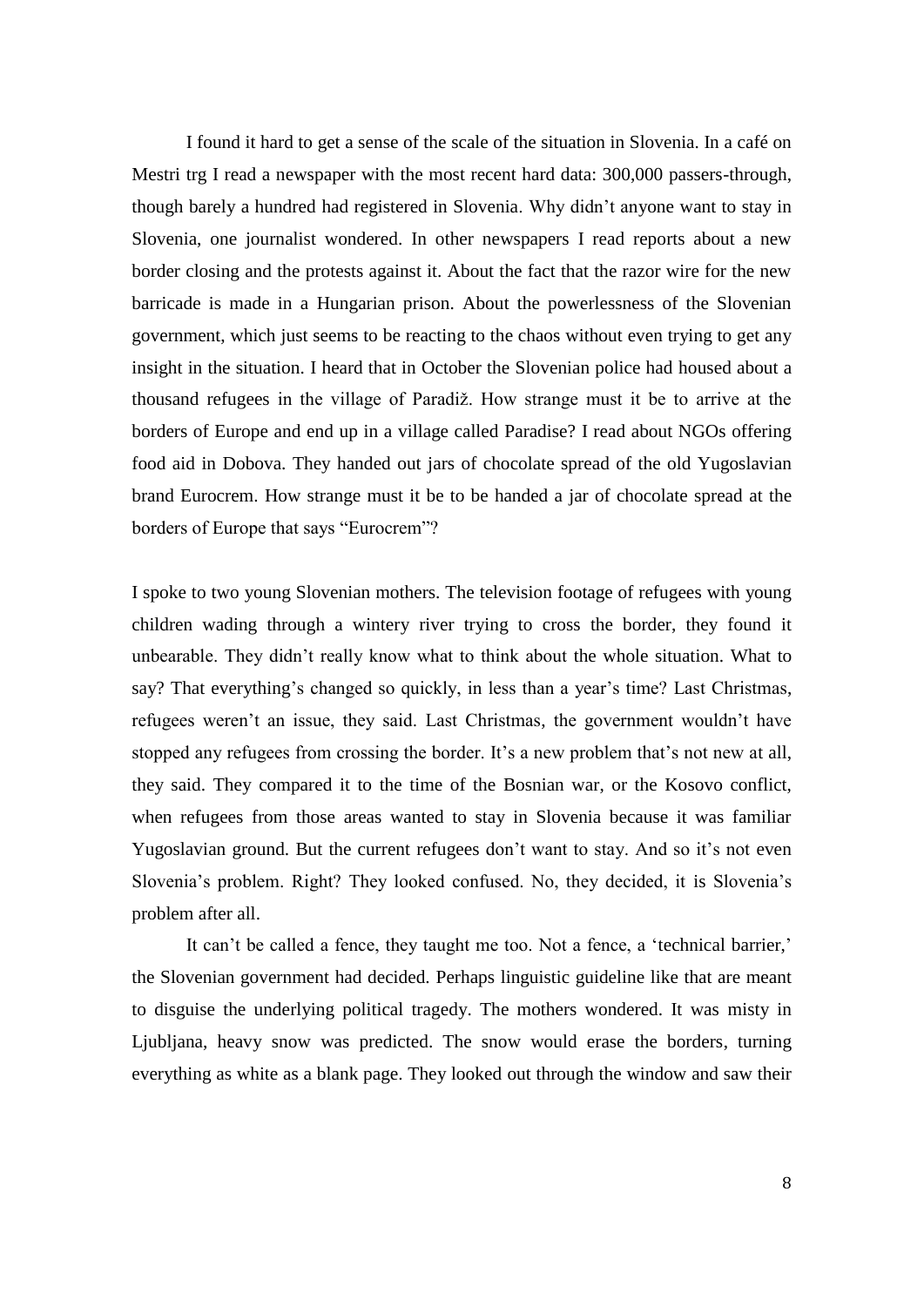I found it hard to get a sense of the scale of the situation in Slovenia. In a café on Mestri trg I read a newspaper with the most recent hard data: 300,000 passers-through, though barely a hundred had registered in Slovenia. Why didn't anyone want to stay in Slovenia, one journalist wondered. In other newspapers I read reports about a new border closing and the protests against it. About the fact that the razor wire for the new barricade is made in a Hungarian prison. About the powerlessness of the Slovenian government, which just seems to be reacting to the chaos without even trying to get any insight in the situation. I heard that in October the Slovenian police had housed about a thousand refugees in the village of Paradiž. How strange must it be to arrive at the borders of Europe and end up in a village called Paradise? I read about NGOs offering food aid in Dobova. They handed out jars of chocolate spread of the old Yugoslavian brand Eurocrem. How strange must it be to be handed a jar of chocolate spread at the borders of Europe that says "Eurocrem"?

I spoke to two young Slovenian mothers. The television footage of refugees with young children wading through a wintery river trying to cross the border, they found it unbearable. They didn't really know what to think about the whole situation. What to say? That everything's changed so quickly, in less than a year's time? Last Christmas, refugees weren't an issue, they said. Last Christmas, the government wouldn't have stopped any refugees from crossing the border. It's a new problem that's not new at all, they said. They compared it to the time of the Bosnian war, or the Kosovo conflict, when refugees from those areas wanted to stay in Slovenia because it was familiar Yugoslavian ground. But the current refugees don't want to stay. And so it's not even Slovenia's problem. Right? They looked confused. No, they decided, it is Slovenia's problem after all.

It can't be called a fence, they taught me too. Not a fence, a 'technical barrier,' the Slovenian government had decided. Perhaps linguistic guideline like that are meant to disguise the underlying political tragedy. The mothers wondered. It was misty in Ljubljana, heavy snow was predicted. The snow would erase the borders, turning everything as white as a blank page. They looked out through the window and saw their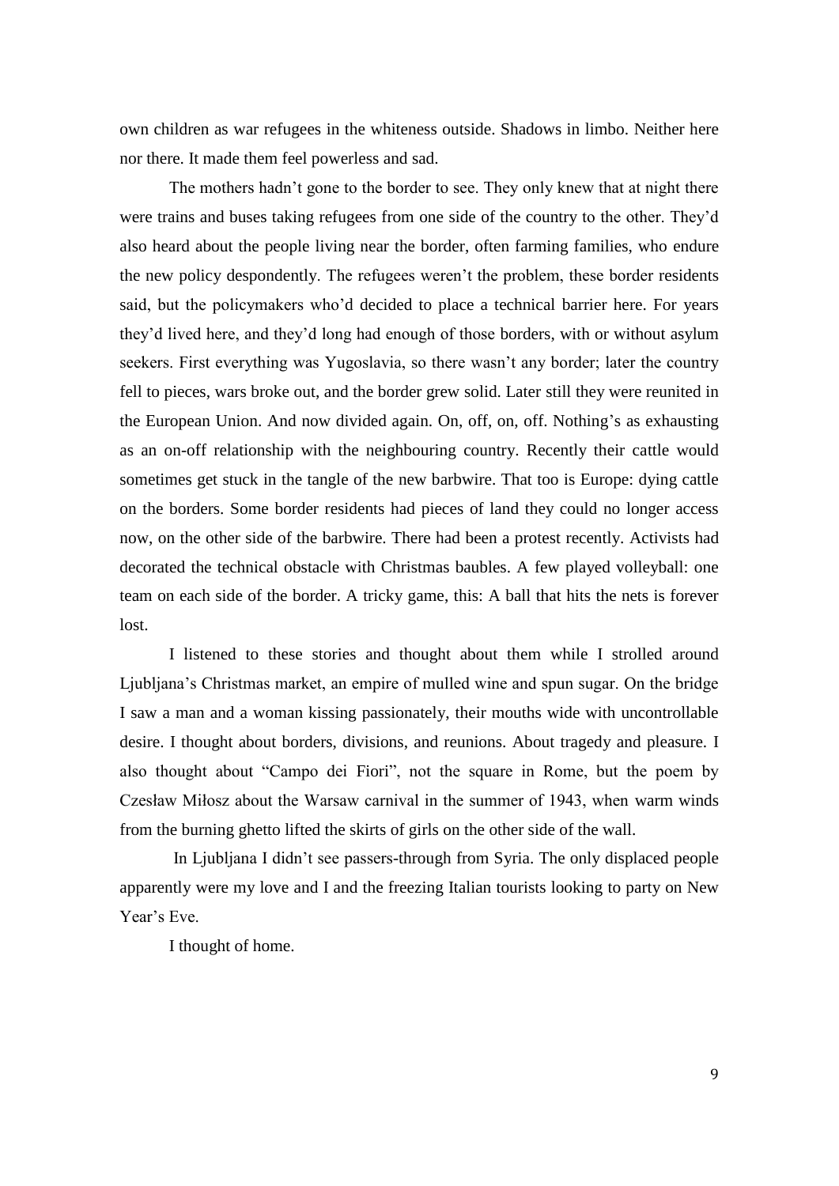own children as war refugees in the whiteness outside. Shadows in limbo. Neither here nor there. It made them feel powerless and sad.

The mothers hadn't gone to the border to see. They only knew that at night there were trains and buses taking refugees from one side of the country to the other. They'd also heard about the people living near the border, often farming families, who endure the new policy despondently. The refugees weren't the problem, these border residents said, but the policymakers who'd decided to place a technical barrier here. For years they'd lived here, and they'd long had enough of those borders, with or without asylum seekers. First everything was Yugoslavia, so there wasn't any border; later the country fell to pieces, wars broke out, and the border grew solid. Later still they were reunited in the European Union. And now divided again. On, off, on, off. Nothing's as exhausting as an on-off relationship with the neighbouring country. Recently their cattle would sometimes get stuck in the tangle of the new barbwire. That too is Europe: dying cattle on the borders. Some border residents had pieces of land they could no longer access now, on the other side of the barbwire. There had been a protest recently. Activists had decorated the technical obstacle with Christmas baubles. A few played volleyball: one team on each side of the border. A tricky game, this: A ball that hits the nets is forever lost.

I listened to these stories and thought about them while I strolled around Ljubljana's Christmas market, an empire of mulled wine and spun sugar. On the bridge I saw a man and a woman kissing passionately, their mouths wide with uncontrollable desire. I thought about borders, divisions, and reunions. About tragedy and pleasure. I also thought about "Campo dei Fiori", not the square in Rome, but the poem by Czesław Miłosz about the Warsaw carnival in the summer of 1943, when warm winds from the burning ghetto lifted the skirts of girls on the other side of the wall.

In Ljubljana I didn't see passers-through from Syria. The only displaced people apparently were my love and I and the freezing Italian tourists looking to party on New Year's Eve.

I thought of home.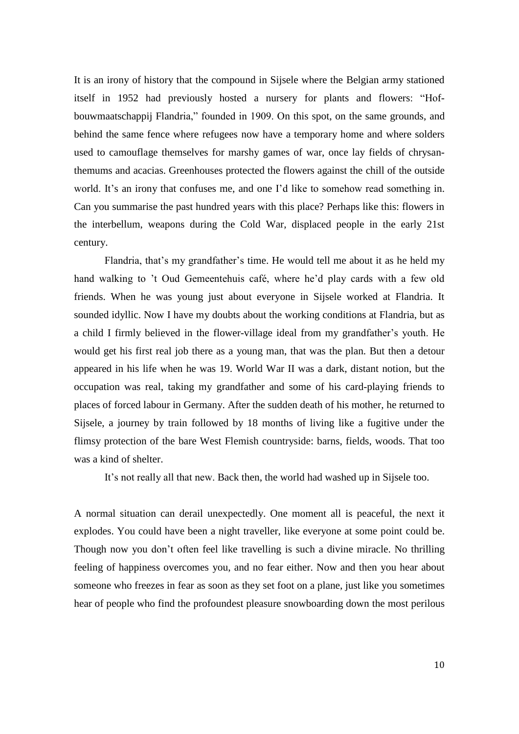It is an irony of history that the compound in Sijsele where the Belgian army stationed itself in 1952 had previously hosted a nursery for plants and flowers: “Hof-bouwmaatschappij Flandria,” founded in 1909. On this spot, on the same grounds, and behind the same fence where refugees now have a temporary home and where solders used to camouflage themselves for marshy games of war, once lay fields of chrysanthemums and acacias. Greenhouses protected the flowers against the chill of the outside world. It’s an irony that confuses me, and one I’d like to somehow read something in. Can you summarise the past hundred years with this place? Perhaps like this: flowers in the interbellum, weapons during the Cold War, displaced people in the early 21st century.

Flandria, that’s my grandfather’s time. He would tell me about it as he held my hand walking to ’t Oud Gemeentehuis café, where he’d play cards with a few old friends. When he was young just about everyone in Sijsele worked at Flandria. It sounded idyllic. Now I have my doubts about the working conditions at Flandria, but as a child I firmly believed in the flower-village ideal from my grandfather’s youth. He would get his first real job there as a young man, that was the plan. But then a detour appeared in his life when he was 19. World War II was a dark, distant notion, but the occupation was real, taking my grandfather and some of his card-playing friends to places of forced labour in Germany. After the sudden death of his mother, he returned to Sijsele, a journey by train followed by 18 months of living like a fugitive under the flimsy protection of the bare West Flemish countryside: barns, fields, woods. That too was a kind of shelter.

It’s not really all that new. Back then, the world had washed up in Sijsele too.

A normal situation can derail unexpectedly. One moment all is peaceful, the next it explodes. You could have been a night traveller, like everyone at some point could be. Though now you don’t often feel like travelling is such a divine miracle. No thrilling feeling of happiness overcomes you, and no fear either. Now and then you hear about someone who freezes in fear as soon as they set foot on a plane, just like you sometimes hear of people who find the profoundest pleasure snowboarding down the most perilous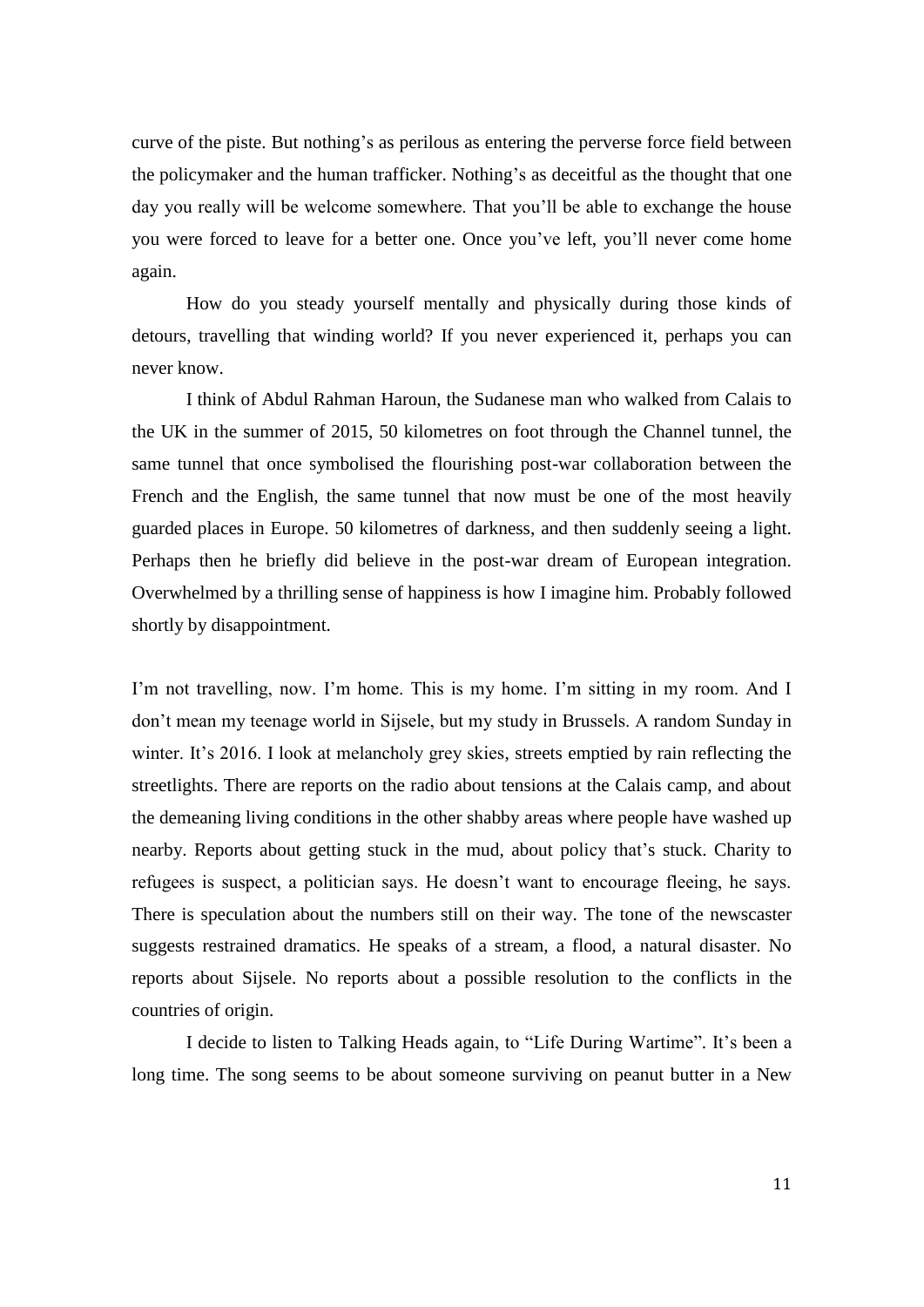curve of the piste. But nothing's as perilous as entering the perverse force field between the policymaker and the human trafficker. Nothing's as deceitful as the thought that one day you really will be welcome somewhere. That you'll be able to exchange the house you were forced to leave for a better one. Once you've left, you'll never come home again.

How do you steady yourself mentally and physically during those kinds of detours, travelling that winding world? If you never experienced it, perhaps you can never know.

I think of Abdul Rahman Haroun, the Sudanese man who walked from Calais to the UK in the summer of 2015, 50 kilometres on foot through the Channel tunnel, the same tunnel that once symbolised the flourishing post-war collaboration between the French and the English, the same tunnel that now must be one of the most heavily guarded places in Europe. 50 kilometres of darkness, and then suddenly seeing a light. Perhaps then he briefly did believe in the post-war dream of European integration. Overwhelmed by a thrilling sense of happiness is how I imagine him. Probably followed shortly by disappointment.

I'm not travelling, now. I'm home. This is my home. I'm sitting in my room. And I don't mean my teenage world in Sijsele, but my study in Brussels. A random Sunday in winter. It's 2016. I look at melancholy grey skies, streets emptied by rain reflecting the streetlights. There are reports on the radio about tensions at the Calais camp, and about the demeaning living conditions in the other shabby areas where people have washed up nearby. Reports about getting stuck in the mud, about policy that's stuck. Charity to refugees is suspect, a politician says. He doesn't want to encourage fleeing, he says. There is speculation about the numbers still on their way. The tone of the newscaster suggests restrained dramatics. He speaks of a stream, a flood, a natural disaster. No reports about Sijsele. No reports about a possible resolution to the conflicts in the countries of origin.

I decide to listen to Talking Heads again, to "Life During Wartime". It's been a long time. The song seems to be about someone surviving on peanut butter in a New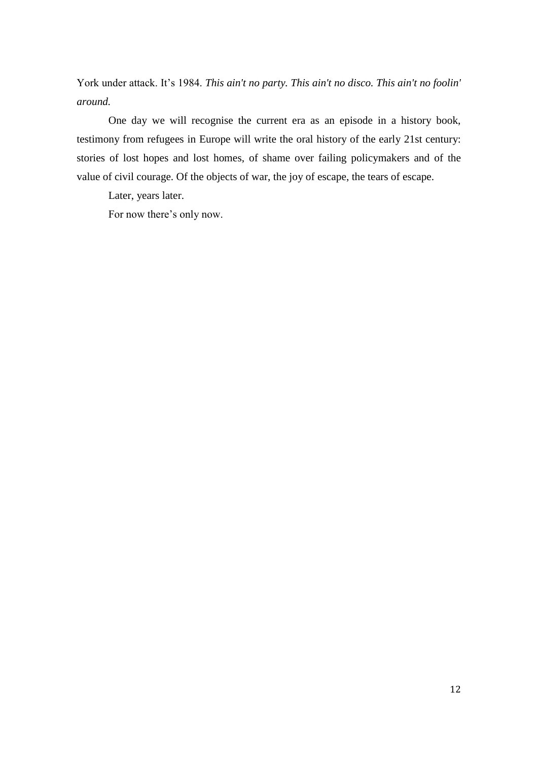York under attack. It's 1984. *This ain't no party. This ain't no disco. This ain't no foolin' around.*

One day we will recognise the current era as an episode in a history book, testimony from refugees in Europe will write the oral history of the early 21st century: stories of lost hopes and lost homes, of shame over failing policymakers and of the value of civil courage. Of the objects of war, the joy of escape, the tears of escape.

Later, years later.

For now there's only now.